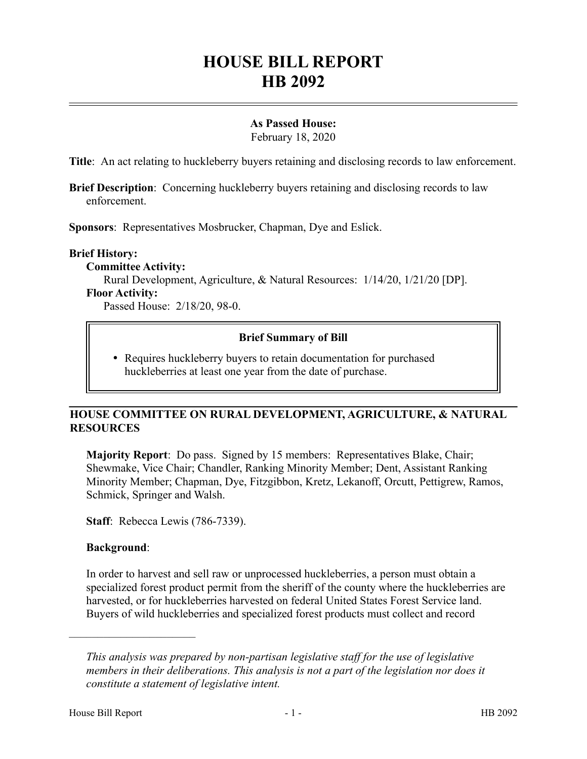# HOUSE BILL REPORT
# HB 2092

**As Passed House:**
February 18, 2020

**Title**: An act relating to huckleberry buyers retaining and disclosing records to law enforcement.

**Brief Description**: Concerning huckleberry buyers retaining and disclosing records to law enforcement.

**Sponsors**: Representatives Mosbrucker, Chapman, Dye and Eslick.

**Brief History:**

**Committee Activity:**

Rural Development, Agriculture, & Natural Resources: 1/14/20, 1/21/20 [DP].

**Floor Activity:**

Passed House: 2/18/20, 98-0.

**Brief Summary of Bill**

- Requires huckleberry buyers to retain documentation for purchased huckleberries at least one year from the date of purchase.

## HOUSE COMMITTEE ON RURAL DEVELOPMENT, AGRICULTURE, & NATURAL RESOURCES

**Majority Report**: Do pass. Signed by 15 members: Representatives Blake, Chair; Shewmake, Vice Chair; Chandler, Ranking Minority Member; Dent, Assistant Ranking Minority Member; Chapman, Dye, Fitzgibbon, Kretz, Lekanoff, Orcutt, Pettigrew, Ramos, Schmick, Springer and Walsh.

**Staff**: Rebecca Lewis (786-7339).

**Background**:

In order to harvest and sell raw or unprocessed huckleberries, a person must obtain a specialized forest product permit from the sheriff of the county where the huckleberries are harvested, or for huckleberries harvested on federal United States Forest Service land. Buyers of wild huckleberries and specialized forest products must collect and record

---

*This analysis was prepared by non-partisan legislative staff for the use of legislative members in their deliberations. This analysis is not a part of the legislation nor does it constitute a statement of legislative intent.*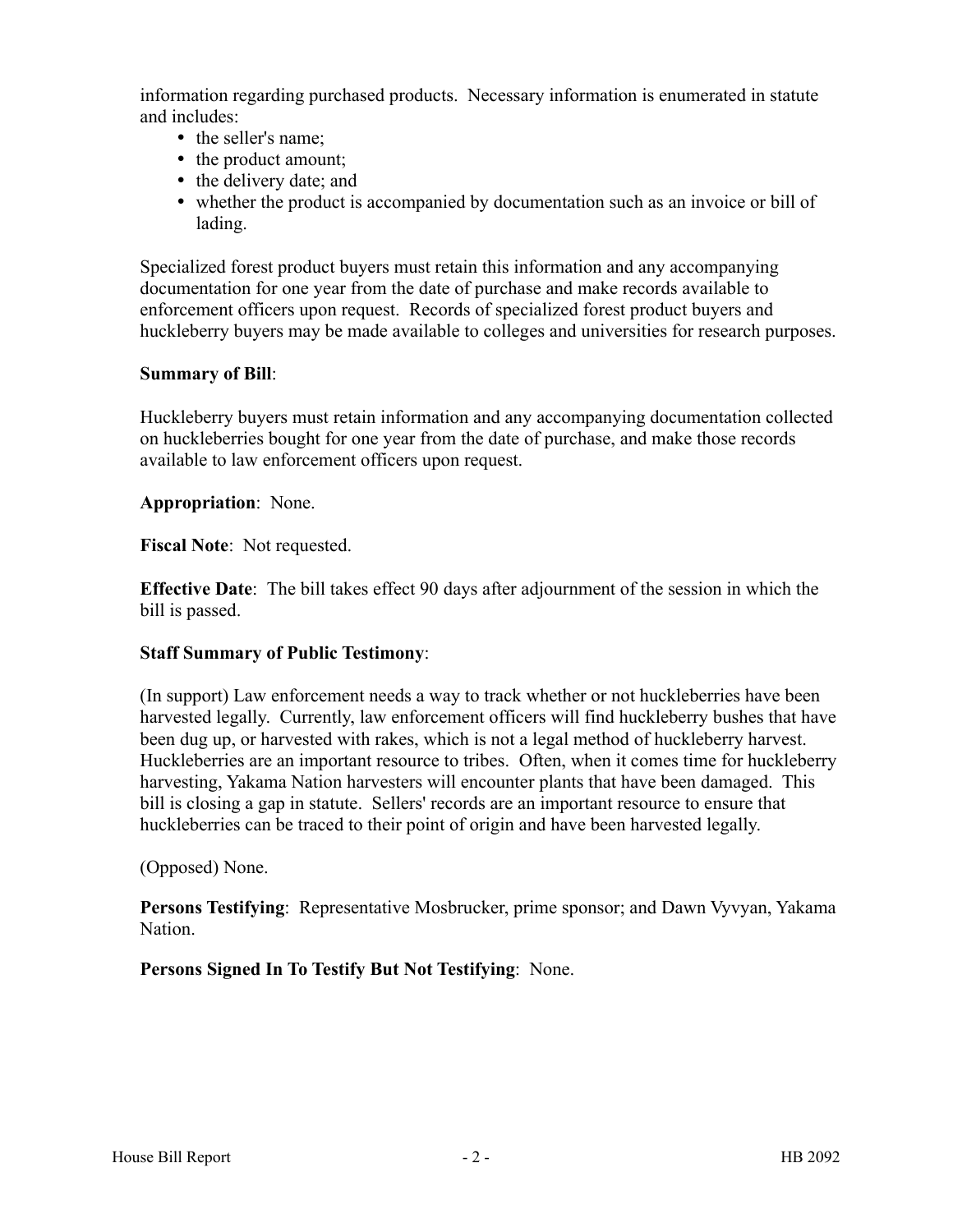information regarding purchased products. Necessary information is enumerated in statute and includes:

- the seller's name;
- the product amount;
- the delivery date; and
- whether the product is accompanied by documentation such as an invoice or bill of lading.

Specialized forest product buyers must retain this information and any accompanying documentation for one year from the date of purchase and make records available to enforcement officers upon request. Records of specialized forest product buyers and huckleberry buyers may be made available to colleges and universities for research purposes.

**Summary of Bill**:

Huckleberry buyers must retain information and any accompanying documentation collected on huckleberries bought for one year from the date of purchase, and make those records available to law enforcement officers upon request.

**Appropriation**: None.

**Fiscal Note**: Not requested.

**Effective Date**: The bill takes effect 90 days after adjournment of the session in which the bill is passed.

**Staff Summary of Public Testimony**:

(In support) Law enforcement needs a way to track whether or not huckleberries have been harvested legally. Currently, law enforcement officers will find huckleberry bushes that have been dug up, or harvested with rakes, which is not a legal method of huckleberry harvest. Huckleberries are an important resource to tribes. Often, when it comes time for huckleberry harvesting, Yakama Nation harvesters will encounter plants that have been damaged. This bill is closing a gap in statute. Sellers' records are an important resource to ensure that huckleberries can be traced to their point of origin and have been harvested legally.

(Opposed) None.

**Persons Testifying**: Representative Mosbrucker, prime sponsor; and Dawn Vyvyan, Yakama Nation.

**Persons Signed In To Testify But Not Testifying**: None.